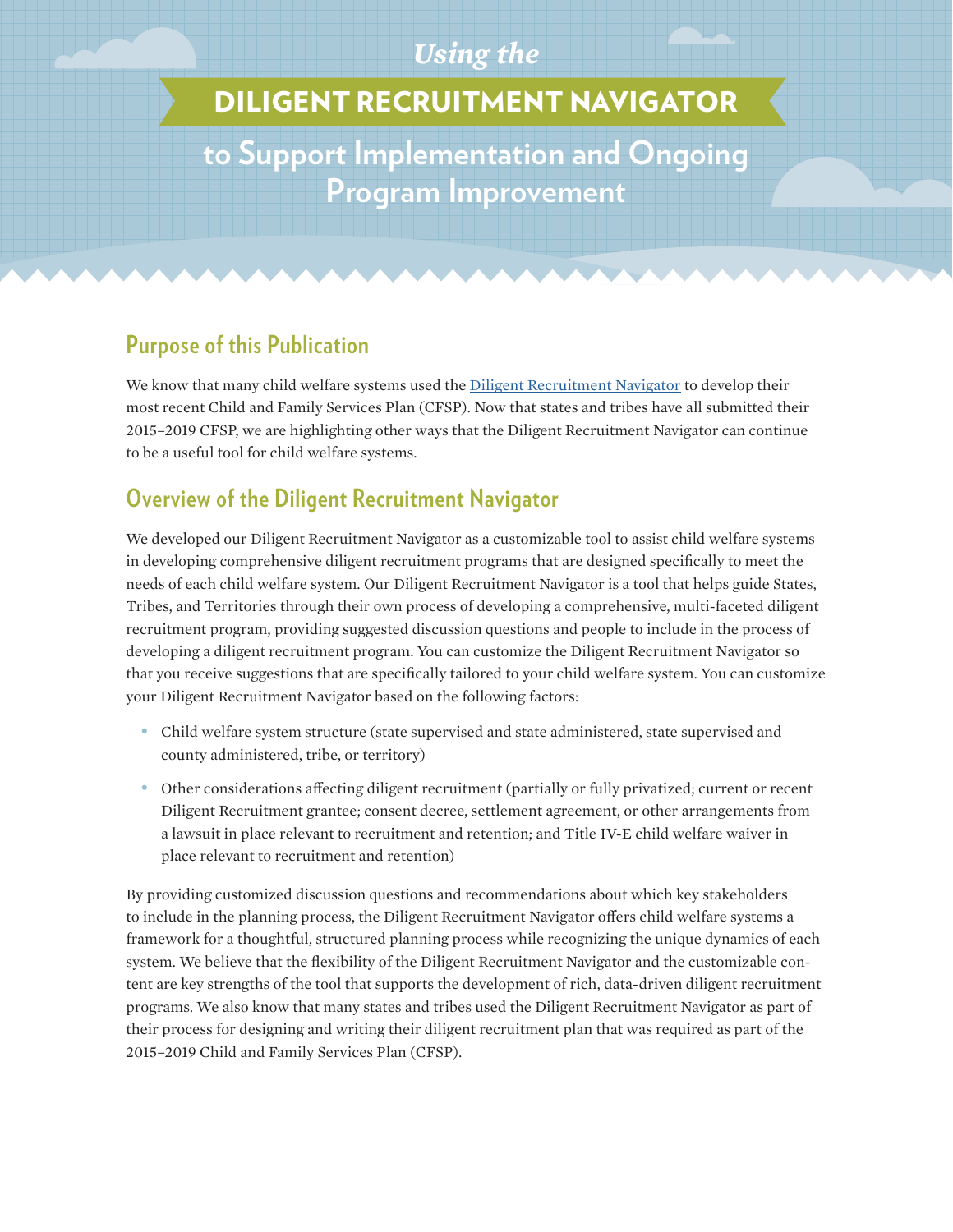# *Using the* DILIGENT RECRUITMENT NAVIGATOR to Support Implementation and Ongoing Program Improvement

## Purpose of this Publication

We know that many child welfare systems used the [Diligent Recruitment Navigator] to develop their most recent Child and Family Services Plan (CFSP). Now that states and tribes have all submitted their 2015–2019 CFSP, we are highlighting other ways that the Diligent Recruitment Navigator can continue to be a useful tool for child welfare systems.

## Overview of the Diligent Recruitment Navigator

We developed our Diligent Recruitment Navigator as a customizable tool to assist child welfare systems in developing comprehensive diligent recruitment programs that are designed specifically to meet the needs of each child welfare system. Our Diligent Recruitment Navigator is a tool that helps guide States, Tribes, and Territories through their own process of developing a comprehensive, multi-faceted diligent recruitment program, providing suggested discussion questions and people to include in the process of developing a diligent recruitment program. You can customize the Diligent Recruitment Navigator so that you receive suggestions that are specifically tailored to your child welfare system. You can customize your Diligent Recruitment Navigator based on the following factors:

- Child welfare system structure (state supervised and state administered, state supervised and county administered, tribe, or territory)
- Other considerations affecting diligent recruitment (partially or fully privatized; current or recent Diligent Recruitment grantee; consent decree, settlement agreement, or other arrangements from a lawsuit in place relevant to recruitment and retention; and Title IV-E child welfare waiver in place relevant to recruitment and retention)

By providing customized discussion questions and recommendations about which key stakeholders to include in the planning process, the Diligent Recruitment Navigator offers child welfare systems a framework for a thoughtful, structured planning process while recognizing the unique dynamics of each system. We believe that the flexibility of the Diligent Recruitment Navigator and the customizable content are key strengths of the tool that supports the development of rich, data-driven diligent recruitment programs. We also know that many states and tribes used the Diligent Recruitment Navigator as part of their process for designing and writing their diligent recruitment plan that was required as part of the 2015–2019 Child and Family Services Plan (CFSP).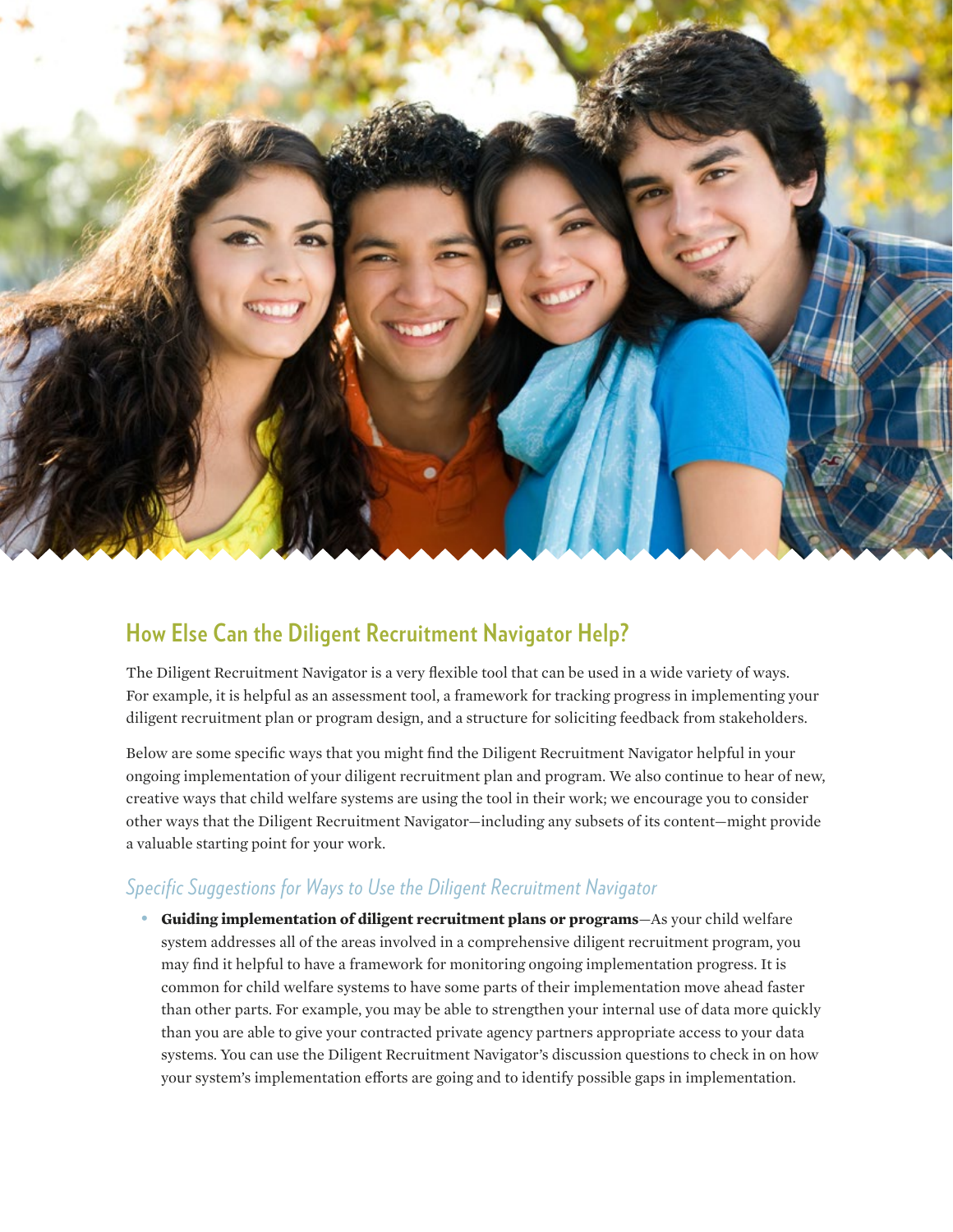## How Else Can the Diligent Recruitment Navigator Help?

The Diligent Recruitment Navigator is a very flexible tool that can be used in a wide variety of ways. For example, it is helpful as an assessment tool, a framework for tracking progress in implementing your diligent recruitment plan or program design, and a structure for soliciting feedback from stakeholders.

Below are some specific ways that you might find the Diligent Recruitment Navigator helpful in your ongoing implementation of your diligent recruitment plan and program. We also continue to hear of new, creative ways that child welfare systems are using the tool in their work; we encourage you to consider other ways that the Diligent Recruitment Navigator—including any subsets of its content—might provide a valuable starting point for your work.

### *Specific Suggestions for Ways to Use the Diligent Recruitment Navigator*

- **Guiding implementation of diligent recruitment plans or programs**—As your child welfare system addresses all of the areas involved in a comprehensive diligent recruitment program, you may find it helpful to have a framework for monitoring ongoing implementation progress. It is common for child welfare systems to have some parts of their implementation move ahead faster than other parts. For example, you may be able to strengthen your internal use of data more quickly than you are able to give your contracted private agency partners appropriate access to your data systems. You can use the Diligent Recruitment Navigator's discussion questions to check in on how your system's implementation efforts are going and to identify possible gaps in implementation.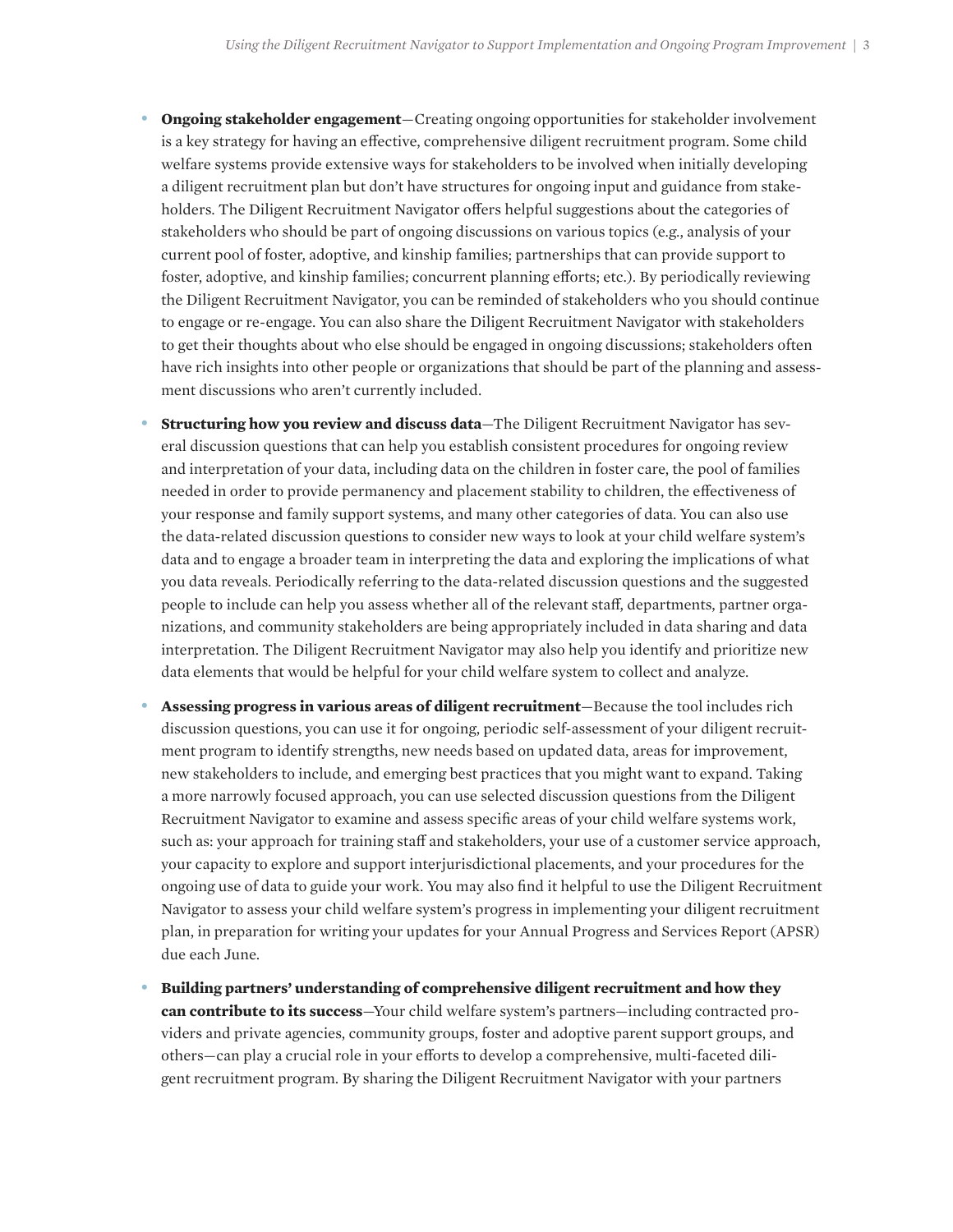- **Ongoing stakeholder engagement**—Creating ongoing opportunities for stakeholder involvement is a key strategy for having an effective, comprehensive diligent recruitment program. Some child welfare systems provide extensive ways for stakeholders to be involved when initially developing a diligent recruitment plan but don't have structures for ongoing input and guidance from stakeholders. The Diligent Recruitment Navigator offers helpful suggestions about the categories of stakeholders who should be part of ongoing discussions on various topics (e.g., analysis of your current pool of foster, adoptive, and kinship families; partnerships that can provide support to foster, adoptive, and kinship families; concurrent planning efforts; etc.). By periodically reviewing the Diligent Recruitment Navigator, you can be reminded of stakeholders who you should continue to engage or re-engage. You can also share the Diligent Recruitment Navigator with stakeholders to get their thoughts about who else should be engaged in ongoing discussions; stakeholders often have rich insights into other people or organizations that should be part of the planning and assessment discussions who aren't currently included.
- **Structuring how you review and discuss data**—The Diligent Recruitment Navigator has several discussion questions that can help you establish consistent procedures for ongoing review and interpretation of your data, including data on the children in foster care, the pool of families needed in order to provide permanency and placement stability to children, the effectiveness of your response and family support systems, and many other categories of data. You can also use the data-related discussion questions to consider new ways to look at your child welfare system's data and to engage a broader team in interpreting the data and exploring the implications of what you data reveals. Periodically referring to the data-related discussion questions and the suggested people to include can help you assess whether all of the relevant staff, departments, partner organizations, and community stakeholders are being appropriately included in data sharing and data interpretation. The Diligent Recruitment Navigator may also help you identify and prioritize new data elements that would be helpful for your child welfare system to collect and analyze.
- **Assessing progress in various areas of diligent recruitment**—Because the tool includes rich discussion questions, you can use it for ongoing, periodic self-assessment of your diligent recruitment program to identify strengths, new needs based on updated data, areas for improvement, new stakeholders to include, and emerging best practices that you might want to expand. Taking a more narrowly focused approach, you can use selected discussion questions from the Diligent Recruitment Navigator to examine and assess specific areas of your child welfare systems work, such as: your approach for training staff and stakeholders, your use of a customer service approach, your capacity to explore and support interjurisdictional placements, and your procedures for the ongoing use of data to guide your work. You may also find it helpful to use the Diligent Recruitment Navigator to assess your child welfare system's progress in implementing your diligent recruitment plan, in preparation for writing your updates for your Annual Progress and Services Report (APSR) due each June.
- **Building partners' understanding of comprehensive diligent recruitment and how they can contribute to its success**—Your child welfare system's partners—including contracted providers and private agencies, community groups, foster and adoptive parent support groups, and others—can play a crucial role in your efforts to develop a comprehensive, multi-faceted diligent recruitment program. By sharing the Diligent Recruitment Navigator with your partners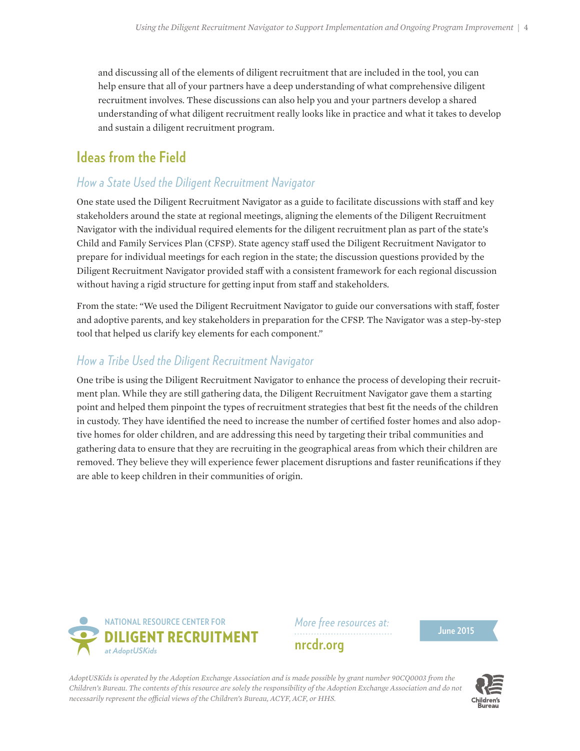and discussing all of the elements of diligent recruitment that are included in the tool, you can help ensure that all of your partners have a deep understanding of what comprehensive diligent recruitment involves. These discussions can also help you and your partners develop a shared understanding of what diligent recruitment really looks like in practice and what it takes to develop and sustain a diligent recruitment program.

## Ideas from the Field

### *How a State Used the Diligent Recruitment Navigator*

One state used the Diligent Recruitment Navigator as a guide to facilitate discussions with staff and key stakeholders around the state at regional meetings, aligning the elements of the Diligent Recruitment Navigator with the individual required elements for the diligent recruitment plan as part of the state's Child and Family Services Plan (CFSP). State agency staff used the Diligent Recruitment Navigator to prepare for individual meetings for each region in the state; the discussion questions provided by the Diligent Recruitment Navigator provided staff with a consistent framework for each regional discussion without having a rigid structure for getting input from staff and stakeholders.

From the state: "We used the Diligent Recruitment Navigator to guide our conversations with staff, foster and adoptive parents, and key stakeholders in preparation for the CFSP. The Navigator was a step-by-step tool that helped us clarify key elements for each component."

### *How a Tribe Used the Diligent Recruitment Navigator*

One tribe is using the Diligent Recruitment Navigator to enhance the process of developing their recruitment plan. While they are still gathering data, the Diligent Recruitment Navigator gave them a starting point and helped them pinpoint the types of recruitment strategies that best fit the needs of the children in custody. They have identified the need to increase the number of certified foster homes and also adoptive homes for older children, and are addressing this need by targeting their tribal communities and gathering data to ensure that they are recruiting in the geographical areas from which their children are removed. They believe they will experience fewer placement disruptions and faster reunifications if they are able to keep children in their communities of origin.

NATIONAL RESOURCE CENTER FOR **DILIGENT RECRUITMENT** *at AdoptUSKids*

*More free resources at:* **nrcdr.org**

June 2015

*AdoptUSKids is operated by the Adoption Exchange Association and is made possible by grant number 90CQ0003 from the Children's Bureau. The contents of this resource are solely the responsibility of the Adoption Exchange Association and do not necessarily represent the official views of the Children's Bureau, ACYF, ACF, or HHS.*

Children's Bureau